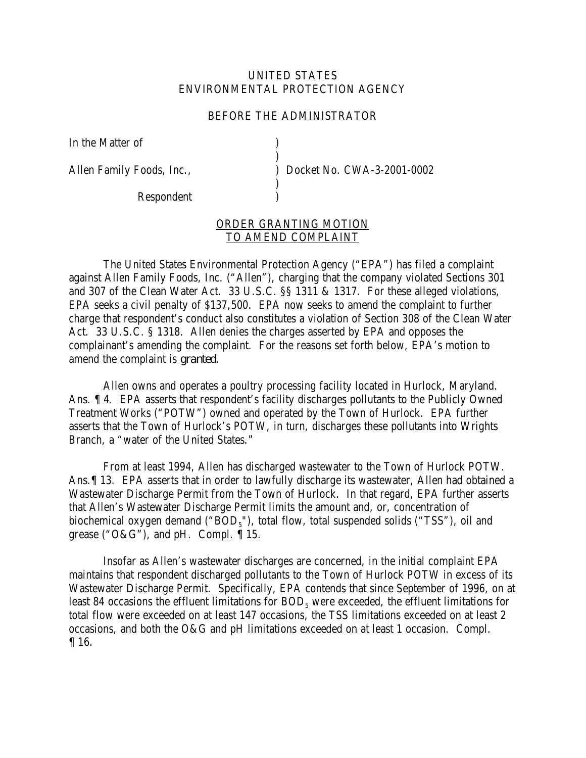UNITED STATES
ENVIRONMENTAL PROTECTION AGENCY

BEFORE THE ADMINISTRATOR

| | | |
|---|---|---|
| In the Matter of | ) | |
| | ) | |
| Allen Family Foods, Inc., | ) | Docket No. CWA-3-2001-0002 |
| | ) | |
| Respondent | ) | |

ORDER GRANTING MOTION
TO AMEND COMPLAINT

The United States Environmental Protection Agency ("EPA") has filed a complaint against Allen Family Foods, Inc. ("Allen"), charging that the company violated Sections 301 and 307 of the Clean Water Act. 33 U.S.C. §§ 1311 & 1317. For these alleged violations, EPA seeks a civil penalty of $137,500. EPA now seeks to amend the complaint to further charge that respondent's conduct also constitutes a violation of Section 308 of the Clean Water Act. 33 U.S.C. § 1318. Allen denies the charges asserted by EPA and opposes the complainant's amending the complaint. For the reasons set forth below, EPA's motion to amend the complaint is *granted*.

Allen owns and operates a poultry processing facility located in Hurlock, Maryland. Ans. ¶ 4. EPA asserts that respondent's facility discharges pollutants to the Publicly Owned Treatment Works ("POTW") owned and operated by the Town of Hurlock. EPA further asserts that the Town of Hurlock's POTW, in turn, discharges these pollutants into Wrights Branch, a "water of the United States."

From at least 1994, Allen has discharged wastewater to the Town of Hurlock POTW. Ans.¶ 13. EPA asserts that in order to lawfully discharge its wastewater, Allen had obtained a Wastewater Discharge Permit from the Town of Hurlock. In that regard, EPA further asserts that Allen's Wastewater Discharge Permit limits the amount and, or, concentration of biochemical oxygen demand ("$BOD_5$"), total flow, total suspended solids ("TSS"), oil and grease ("O&G"), and pH. Compl. ¶ 15.

Insofar as Allen's wastewater discharges are concerned, in the initial complaint EPA maintains that respondent discharged pollutants to the Town of Hurlock POTW in excess of its Wastewater Discharge Permit. Specifically, EPA contends that since September of 1996, on at least 84 occasions the effluent limitations for $BOD_5$ were exceeded, the effluent limitations for total flow were exceeded on at least 147 occasions, the TSS limitations exceeded on at least 2 occasions, and both the O&G and pH limitations exceeded on at least 1 occasion. Compl. ¶ 16.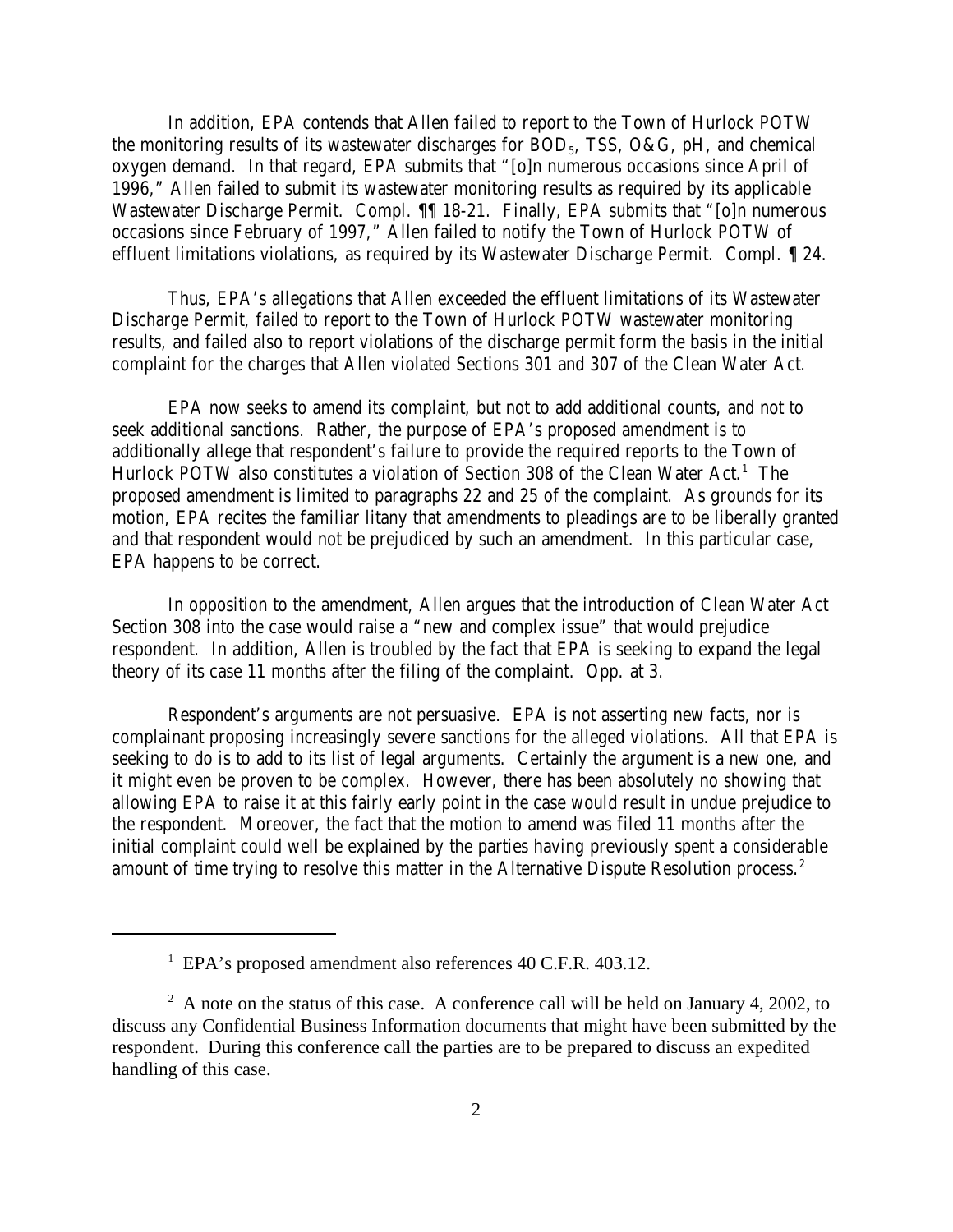In addition, EPA contends that Allen failed to report to the Town of Hurlock POTW the monitoring results of its wastewater discharges for $BOD_5$, TSS, O&G, pH, and chemical oxygen demand. In that regard, EPA submits that "[o]n numerous occasions since April of 1996," Allen failed to submit its wastewater monitoring results as required by its applicable Wastewater Discharge Permit. Compl. ¶¶ 18-21. Finally, EPA submits that "[o]n numerous occasions since February of 1997," Allen failed to notify the Town of Hurlock POTW of effluent limitations violations, as required by its Wastewater Discharge Permit. Compl. ¶ 24.

Thus, EPA's allegations that Allen exceeded the effluent limitations of its Wastewater Discharge Permit, failed to report to the Town of Hurlock POTW wastewater monitoring results, and failed also to report violations of the discharge permit form the basis in the initial complaint for the charges that Allen violated Sections 301 and 307 of the Clean Water Act.

EPA now seeks to amend its complaint, but not to add additional counts, and not to seek additional sanctions. Rather, the purpose of EPA's proposed amendment is to additionally allege that respondent's failure to provide the required reports to the Town of Hurlock POTW also constitutes a violation of Section 308 of the Clean Water Act.[1] The proposed amendment is limited to paragraphs 22 and 25 of the complaint. As grounds for its motion, EPA recites the familiar litany that amendments to pleadings are to be liberally granted and that respondent would not be prejudiced by such an amendment. In this particular case, EPA happens to be correct.

In opposition to the amendment, Allen argues that the introduction of Clean Water Act Section 308 into the case would raise a "new and complex issue" that would prejudice respondent. In addition, Allen is troubled by the fact that EPA is seeking to expand the legal theory of its case 11 months after the filing of the complaint. Opp. at 3.

Respondent's arguments are not persuasive. EPA is not asserting new facts, nor is complainant proposing increasingly severe sanctions for the alleged violations. All that EPA is seeking to do is to add to its list of legal arguments. Certainly the argument is a new one, and it might even be proven to be complex. However, there has been absolutely no showing that allowing EPA to raise it at this fairly early point in the case would result in undue prejudice to the respondent. Moreover, the fact that the motion to amend was filed 11 months after the initial complaint could well be explained by the parties having previously spent a considerable amount of time trying to resolve this matter in the Alternative Dispute Resolution process.[2]

---

[1] EPA's proposed amendment also references 40 C.F.R. 403.12.

[2] A note on the status of this case. A conference call will be held on January 4, 2002, to discuss any Confidential Business Information documents that might have been submitted by the respondent. During this conference call the parties are to be prepared to discuss an expedited handling of this case.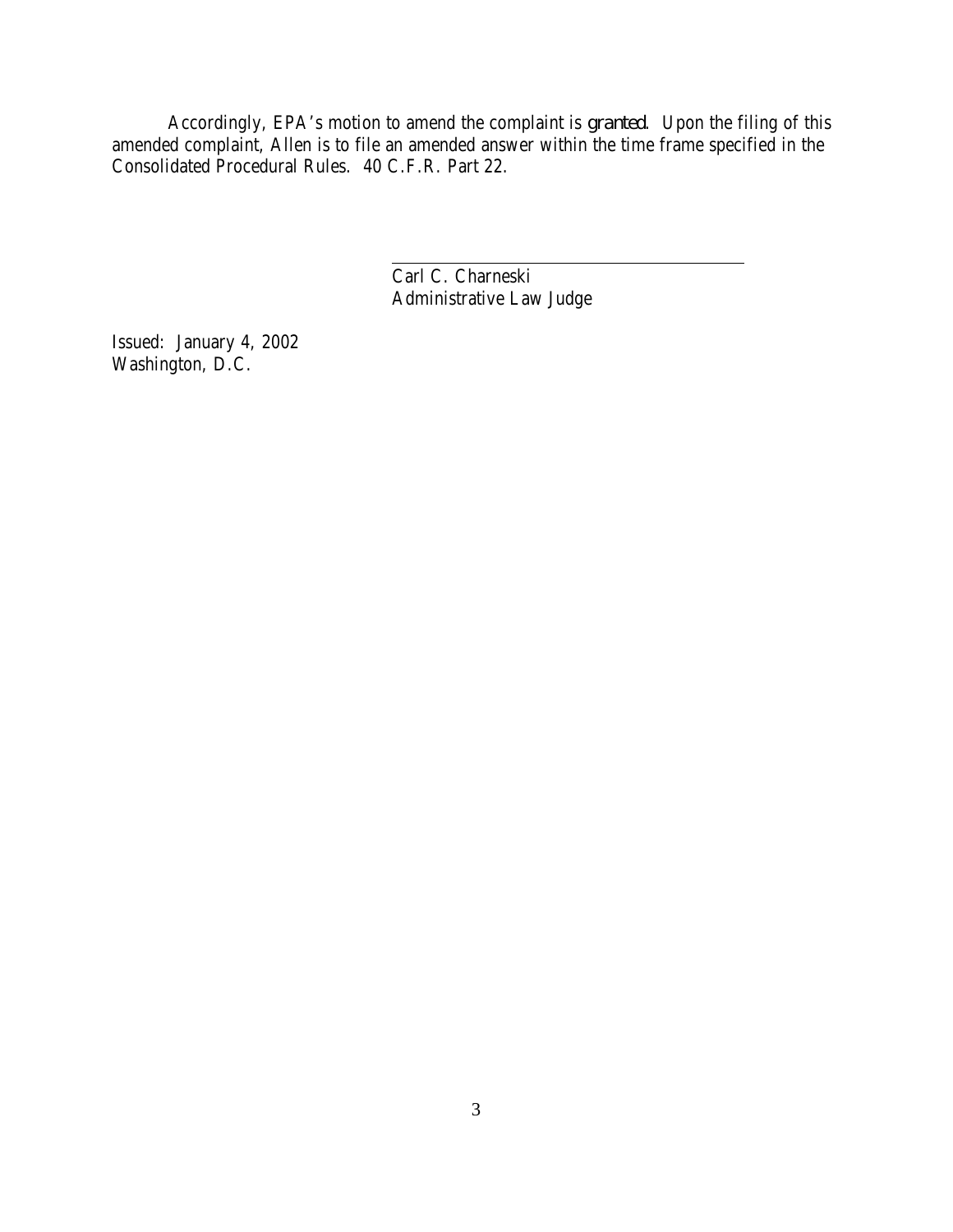Accordingly, EPA's motion to amend the complaint is *granted*. Upon the filing of this amended complaint, Allen is to file an amended answer within the time frame specified in the Consolidated Procedural Rules. 40 C.F.R. Part 22.

Carl C. Charneski
Administrative Law Judge

Issued: January 4, 2002
Washington, D.C.